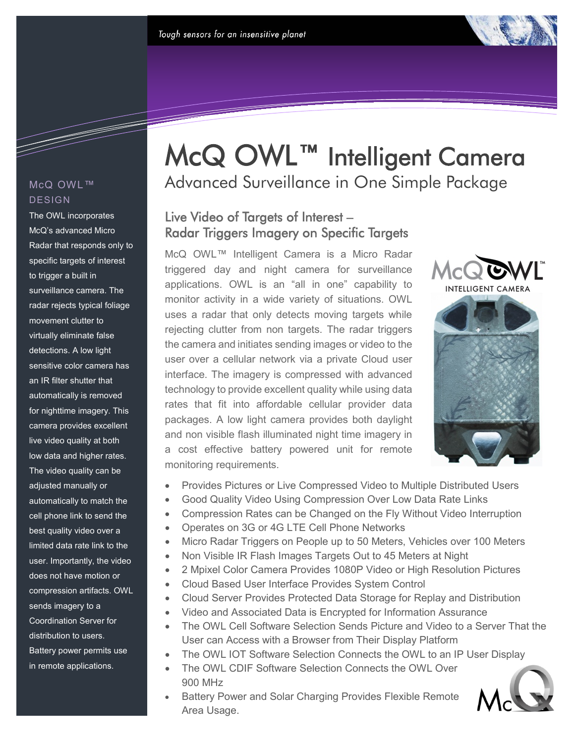*Tough sensors for an insensitive planet*

# McQ OWL™ Intelligent Camera

## Advanced Surveillance in One Simple Package

### McQ OWL™ DESIGN

The OWL incorporates McQ's advanced Micro Radar that responds only to specific targets of interest to trigger a built in surveillance camera. The radar rejects typical foliage movement clutter to virtually eliminate false detections. A low light sensitive color camera has an IR filter shutter that automatically is removed for nighttime imagery. This camera provides excellent live video quality at both low data and higher rates. The video quality can be adjusted manually or automatically to match the cell phone link to send the best quality video over a limited data rate link to the user. Importantly, the video does not have motion or compression artifacts. OWL sends imagery to a Coordination Server for distribution to users. Battery power permits use in remote applications.

### Live Video of Targets of Interest – Radar Triggers Imagery on Specific Targets

McQ OWL™ Intelligent Camera is a Micro Radar triggered day and night camera for surveillance applications. OWL is an "all in one" capability to monitor activity in a wide variety of situations. OWL uses a radar that only detects moving targets while rejecting clutter from non targets. The radar triggers the camera and initiates sending images or video to the user over a cellular network via a private Cloud user interface. The imagery is compressed with advanced technology to provide excellent quality while using data rates that fit into affordable cellular provider data packages. A low light camera provides both daylight and non visible flash illuminated night time imagery in a cost effective battery powered unit for remote monitoring requirements.

McQ OWL™ INTELLIGENT CAMERA

- Provides Pictures or Live Compressed Video to Multiple Distributed Users
- Good Quality Video Using Compression Over Low Data Rate Links
- Compression Rates can be Changed on the Fly Without Video Interruption
- Operates on 3G or 4G LTE Cell Phone Networks
- Micro Radar Triggers on People up to 50 Meters, Vehicles over 100 Meters
- Non Visible IR Flash Images Targets Out to 45 Meters at Night
- 2 Mpixel Color Camera Provides 1080P Video or High Resolution Pictures
- Cloud Based User Interface Provides System Control
- Cloud Server Provides Protected Data Storage for Replay and Distribution
- Video and Associated Data is Encrypted for Information Assurance
- The OWL Cell Software Selection Sends Picture and Video to a Server That the User can Access with a Browser from Their Display Platform
- The OWL IOT Software Selection Connects the OWL to an IP User Display
- The OWL CDIF Software Selection Connects the OWL Over 900 MHz
- Battery Power and Solar Charging Provides Flexible Remote Area Usage.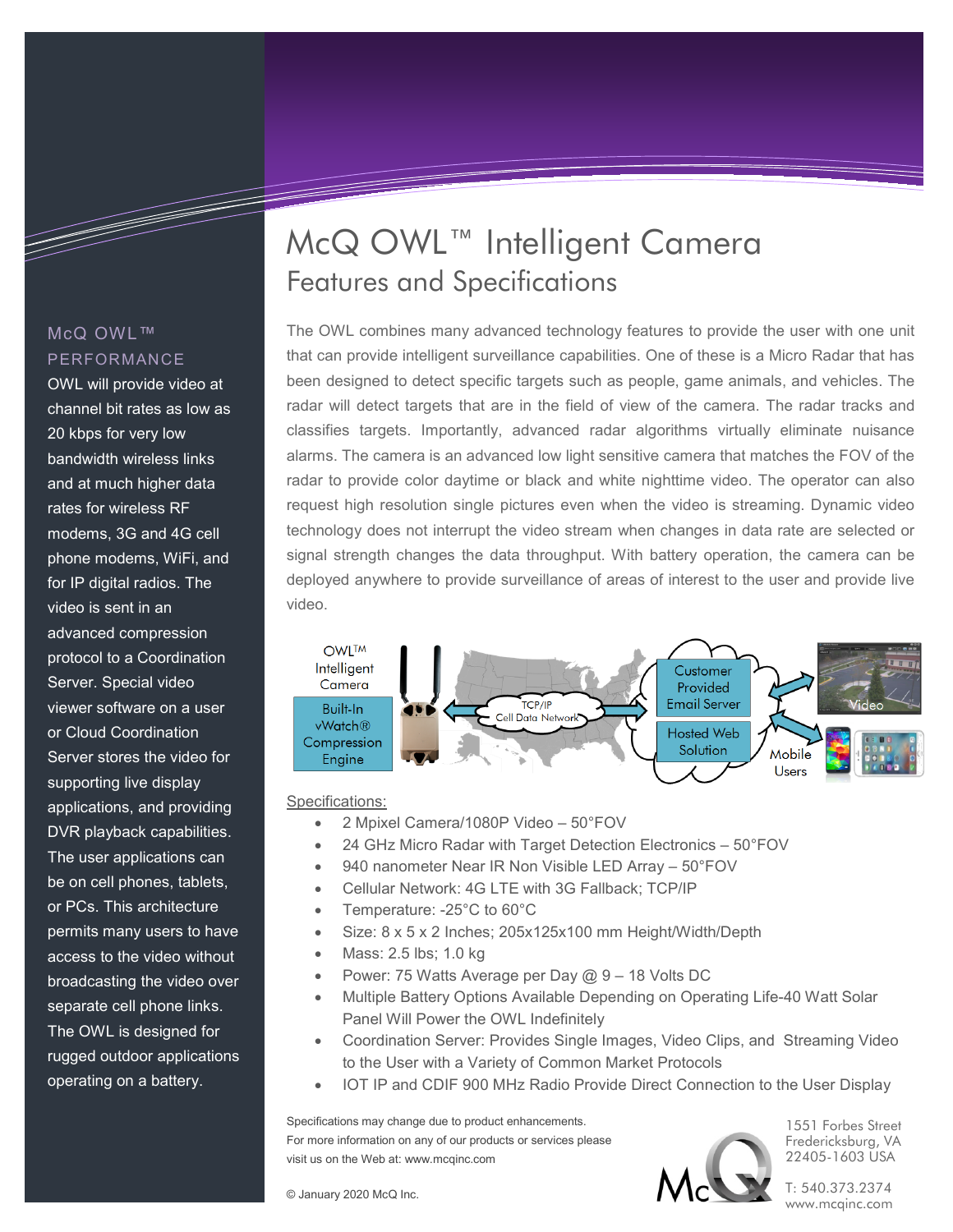# McQ OWL™ Intelligent Camera

## Features and Specifications

The OWL combines many advanced technology features to provide the user with one unit that can provide intelligent surveillance capabilities. One of these is a Micro Radar that has been designed to detect specific targets such as people, game animals, and vehicles. The radar will detect targets that are in the field of view of the camera. The radar tracks and classifies targets. Importantly, advanced radar algorithms virtually eliminate nuisance alarms. The camera is an advanced low light sensitive camera that matches the FOV of the radar to provide color daytime or black and white nighttime video. The operator can also request high resolution single pictures even when the video is streaming. Dynamic video technology does not interrupt the video stream when changes in data rate are selected or signal strength changes the data throughput. With battery operation, the camera can be deployed anywhere to provide surveillance of areas of interest to the user and provide live video.

OWL™ Intelligent Camera

Built-In vWatch® Compression Engine

TCP/IP Cell Data Network

Customer Provided Email Server

Hosted Web Solution

Video

Mobile Users

Specifications:

- 2 Mpixel Camera/1080P Video – 50°FOV
- 24 GHz Micro Radar with Target Detection Electronics – 50°FOV
- 940 nanometer Near IR Non Visible LED Array – 50°FOV
- Cellular Network: 4G LTE with 3G Fallback; TCP/IP
- Temperature: -25°C to 60°C
- Size: 8 x 5 x 2 Inches; 205x125x100 mm Height/Width/Depth
- Mass: 2.5 lbs; 1.0 kg
- Power: 75 Watts Average per Day @ 9 – 18 Volts DC
- Multiple Battery Options Available Depending on Operating Life-40 Watt Solar Panel Will Power the OWL Indefinitely
- Coordination Server: Provides Single Images, Video Clips, and Streaming Video to the User with a Variety of Common Market Protocols
- IOT IP and CDIF 900 MHz Radio Provide Direct Connection to the User Display

### McQ OWL™ PERFORMANCE

OWL will provide video at channel bit rates as low as 20 kbps for very low bandwidth wireless links and at much higher data rates for wireless RF modems, 3G and 4G cell phone modems, WiFi, and for IP digital radios. The video is sent in an advanced compression protocol to a Coordination Server. Special video viewer software on a user or Cloud Coordination Server stores the video for supporting live display applications, and providing DVR playback capabilities. The user applications can be on cell phones, tablets, or PCs. This architecture permits many users to have access to the video without broadcasting the video over separate cell phone links. The OWL is designed for rugged outdoor applications operating on a battery.

Specifications may change due to product enhancements.
For more information on any of our products or services please visit us on the Web at: www.mcqinc.com

© January 2020 McQ Inc.

1551 Forbes Street
Fredericksburg, VA
22405-1603 USA

T: 540.373.2374
www.mcqinc.com